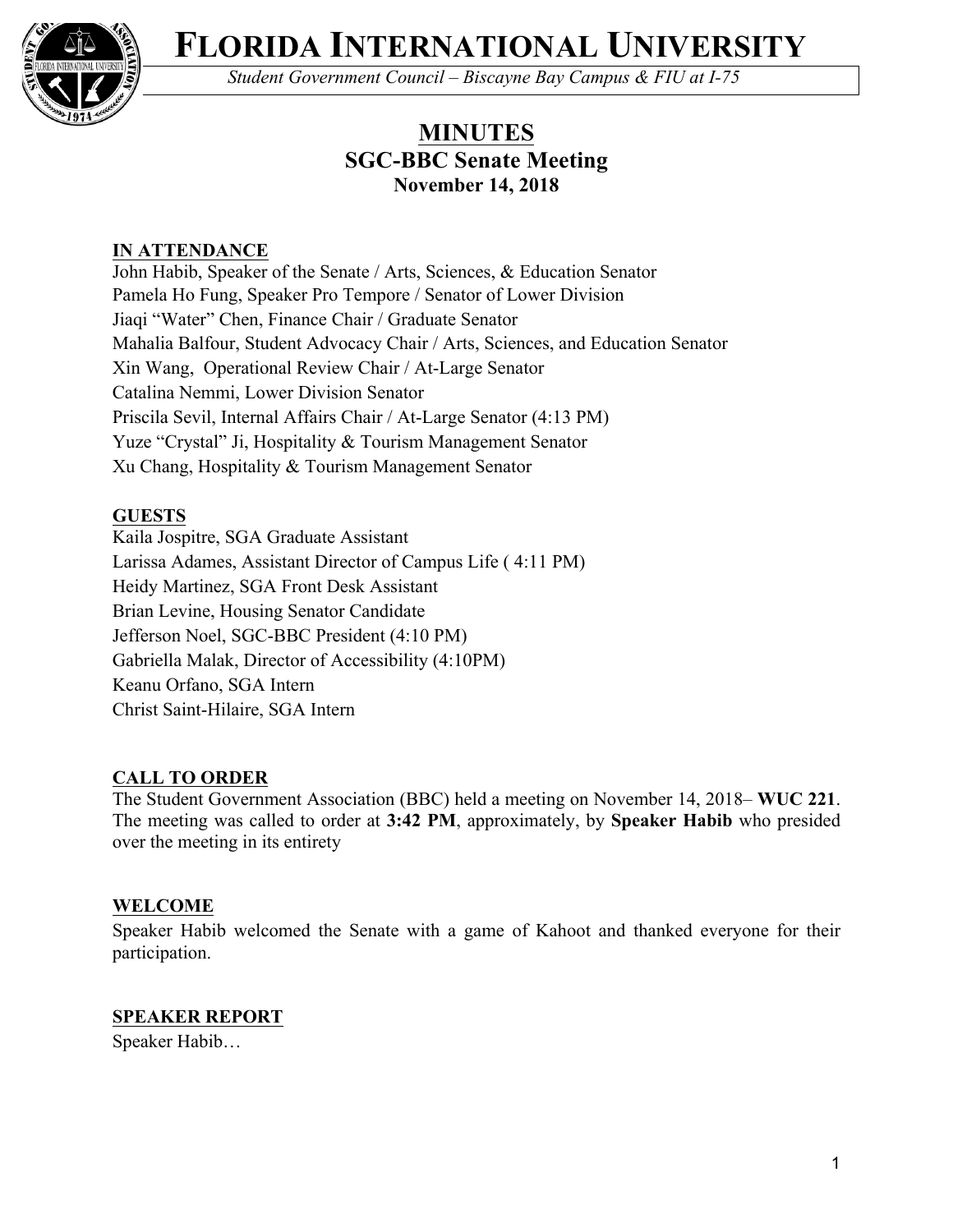# FLORIDA INTERNATIONAL UNIVERSITY

*Student Government Council – Biscayne Bay Campus & FIU at I-75*

## MINUTES
### SGC-BBC Senate Meeting
**November 14, 2018**

**IN ATTENDANCE**

John Habib, Speaker of the Senate / Arts, Sciences, & Education Senator
Pamela Ho Fung, Speaker Pro Tempore / Senator of Lower Division
Jiaqi "Water" Chen, Finance Chair / Graduate Senator
Mahalia Balfour, Student Advocacy Chair / Arts, Sciences, and Education Senator
Xin Wang, Operational Review Chair / At-Large Senator
Catalina Nemmi, Lower Division Senator
Priscila Sevil, Internal Affairs Chair / At-Large Senator (4:13 PM)
Yuze "Crystal" Ji, Hospitality & Tourism Management Senator
Xu Chang, Hospitality & Tourism Management Senator

**GUESTS**

Kaila Jospitre, SGA Graduate Assistant
Larissa Adames, Assistant Director of Campus Life ( 4:11 PM)
Heidy Martinez, SGA Front Desk Assistant
Brian Levine, Housing Senator Candidate
Jefferson Noel, SGC-BBC President (4:10 PM)
Gabriella Malak, Director of Accessibility (4:10PM)
Keanu Orfano, SGA Intern
Christ Saint-Hilaire, SGA Intern

**CALL TO ORDER**

The Student Government Association (BBC) held a meeting on November 14, 2018– **WUC 221**. The meeting was called to order at **3:42 PM**, approximately, by **Speaker Habib** who presided over the meeting in its entirety

**WELCOME**

Speaker Habib welcomed the Senate with a game of Kahoot and thanked everyone for their participation.

**SPEAKER REPORT**

Speaker Habib…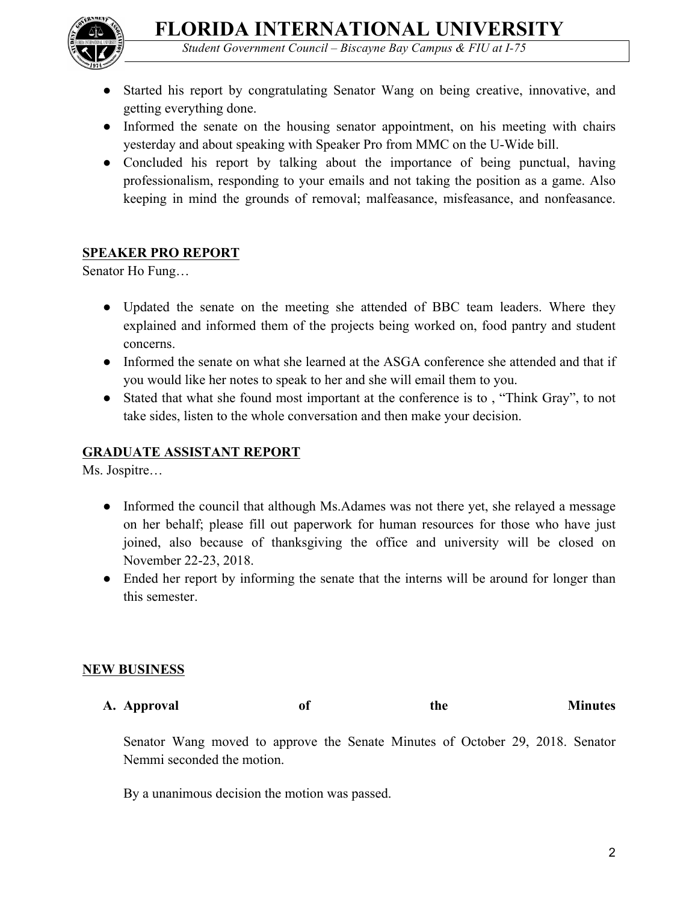- Started his report by congratulating Senator Wang on being creative, innovative, and getting everything done.
- Informed the senate on the housing senator appointment, on his meeting with chairs yesterday and about speaking with Speaker Pro from MMC on the U-Wide bill.
- Concluded his report by talking about the importance of being punctual, having professionalism, responding to your emails and not taking the position as a game. Also keeping in mind the grounds of removal; malfeasance, misfeasance, and nonfeasance.

**SPEAKER PRO REPORT**

Senator Ho Fung…

- Updated the senate on the meeting she attended of BBC team leaders. Where they explained and informed them of the projects being worked on, food pantry and student concerns.
- Informed the senate on what she learned at the ASGA conference she attended and that if you would like her notes to speak to her and she will email them to you.
- Stated that what she found most important at the conference is to , "Think Gray", to not take sides, listen to the whole conversation and then make your decision.

**GRADUATE ASSISTANT REPORT**

Ms. Jospitre…

- Informed the council that although Ms.Adames was not there yet, she relayed a message on her behalf; please fill out paperwork for human resources for those who have just joined, also because of thanksgiving the office and university will be closed on November 22-23, 2018.
- Ended her report by informing the senate that the interns will be around for longer than this semester.

**NEW BUSINESS**

**A. Approval of the Minutes**

Senator Wang moved to approve the Senate Minutes of October 29, 2018. Senator Nemmi seconded the motion.

By a unanimous decision the motion was passed.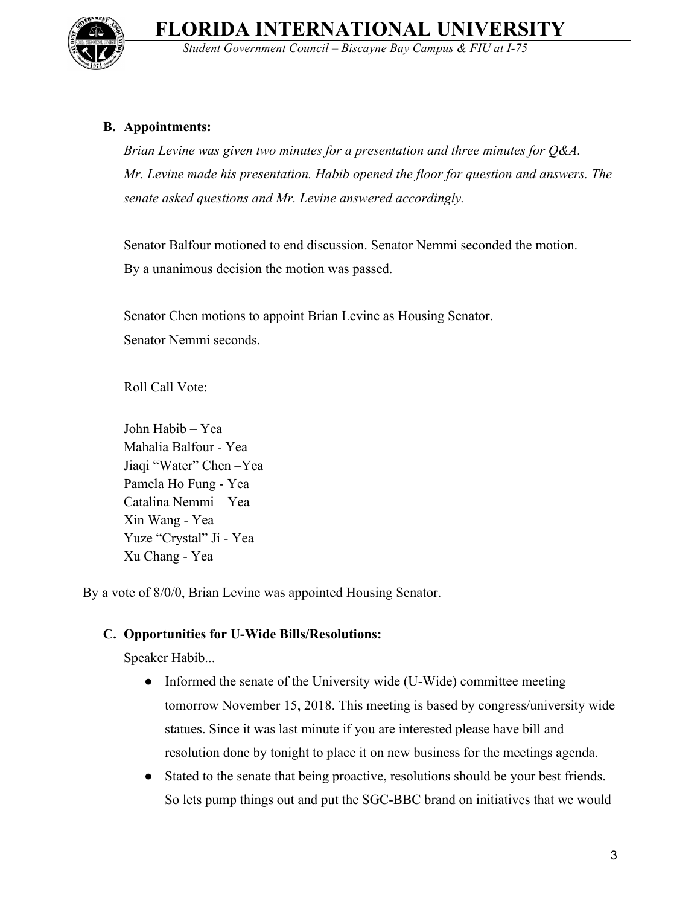### B. Appointments:

*Brian Levine was given two minutes for a presentation and three minutes for Q&A. Mr. Levine made his presentation. Habib opened the floor for question and answers. The senate asked questions and Mr. Levine answered accordingly.*

Senator Balfour motioned to end discussion. Senator Nemmi seconded the motion. By a unanimous decision the motion was passed.

Senator Chen motions to appoint Brian Levine as Housing Senator.
Senator Nemmi seconds.

Roll Call Vote:

John Habib – Yea
Mahalia Balfour - Yea
Jiaqi "Water" Chen –Yea
Pamela Ho Fung - Yea
Catalina Nemmi – Yea
Xin Wang - Yea
Yuze "Crystal" Ji - Yea
Xu Chang - Yea

By a vote of 8/0/0, Brian Levine was appointed Housing Senator.

### C. Opportunities for U-Wide Bills/Resolutions:

Speaker Habib...

- Informed the senate of the University wide (U-Wide) committee meeting tomorrow November 15, 2018. This meeting is based by congress/university wide statues. Since it was last minute if you are interested please have bill and resolution done by tonight to place it on new business for the meetings agenda.
- Stated to the senate that being proactive, resolutions should be your best friends. So lets pump things out and put the SGC-BBC brand on initiatives that we would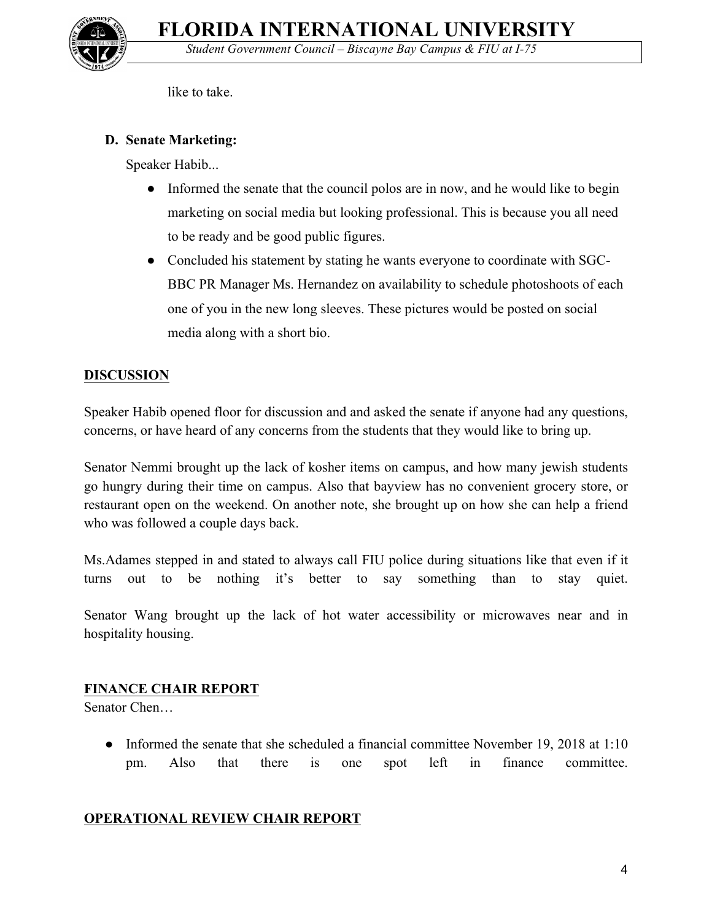like to take.

**D. Senate Marketing:**

Speaker Habib...

- Informed the senate that the council polos are in now, and he would like to begin marketing on social media but looking professional. This is because you all need to be ready and be good public figures.
- Concluded his statement by stating he wants everyone to coordinate with SGC-BBC PR Manager Ms. Hernandez on availability to schedule photoshoots of each one of you in the new long sleeves. These pictures would be posted on social media along with a short bio.

**<u>DISCUSSION</u>**

Speaker Habib opened floor for discussion and and asked the senate if anyone had any questions, concerns, or have heard of any concerns from the students that they would like to bring up.

Senator Nemmi brought up the lack of kosher items on campus, and how many jewish students go hungry during their time on campus. Also that bayview has no convenient grocery store, or restaurant open on the weekend. On another note, she brought up on how she can help a friend who was followed a couple days back.

Ms.Adames stepped in and stated to always call FIU police during situations like that even if it turns out to be nothing it's better to say something than to stay quiet.

Senator Wang brought up the lack of hot water accessibility or microwaves near and in hospitality housing.

**<u>FINANCE CHAIR REPORT</u>**

Senator Chen…

- Informed the senate that she scheduled a financial committee November 19, 2018 at 1:10 pm. Also that there is one spot left in finance committee.

**<u>OPERATIONAL REVIEW CHAIR REPORT</u>**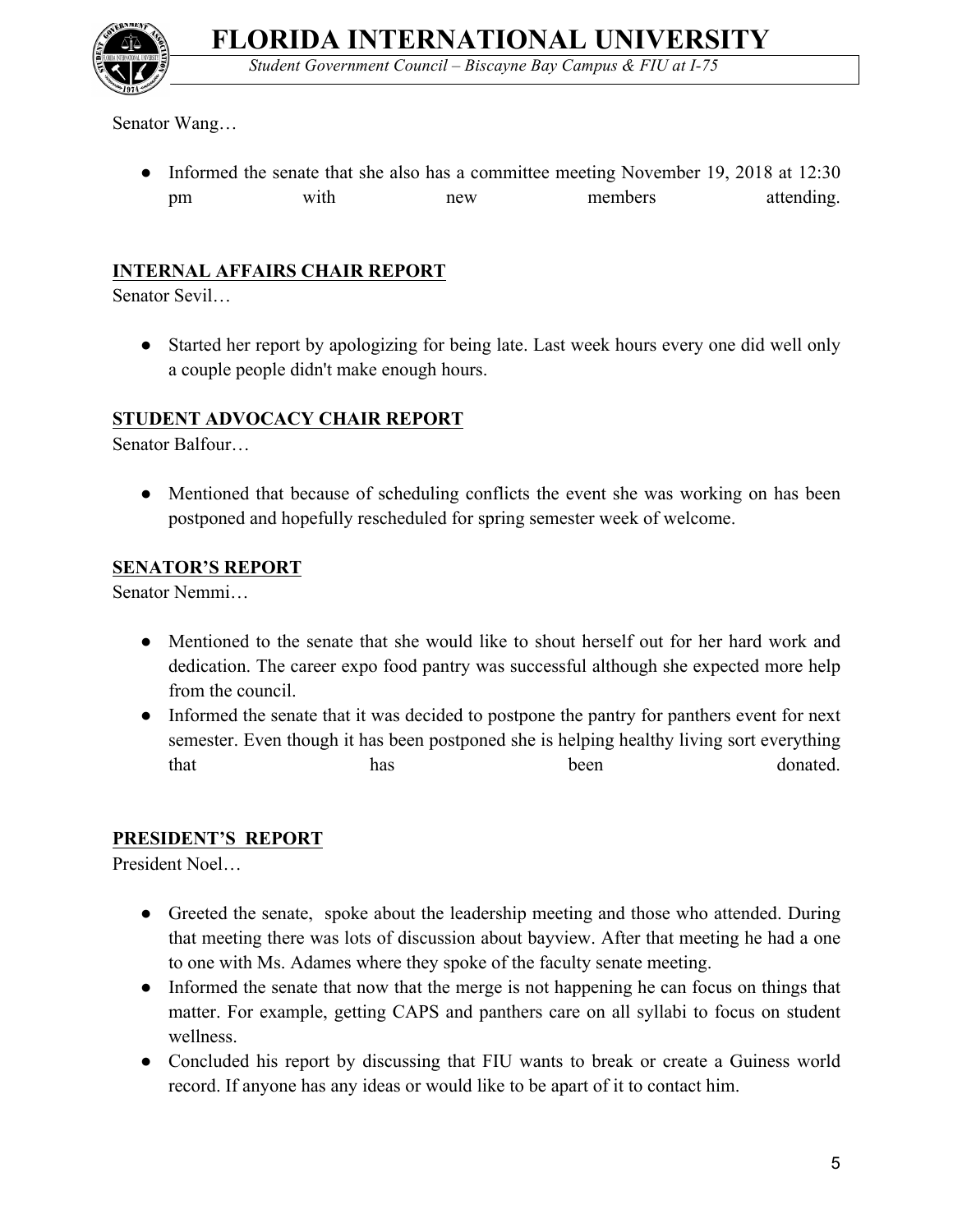Senator Wang…

- Informed the senate that she also has a committee meeting November 19, 2018 at 12:30 pm with new members attending.

## INTERNAL AFFAIRS CHAIR REPORT

Senator Sevil…

- Started her report by apologizing for being late. Last week hours every one did well only a couple people didn't make enough hours.

## STUDENT ADVOCACY CHAIR REPORT

Senator Balfour…

- Mentioned that because of scheduling conflicts the event she was working on has been postponed and hopefully rescheduled for spring semester week of welcome.

## SENATOR'S REPORT

Senator Nemmi…

- Mentioned to the senate that she would like to shout herself out for her hard work and dedication. The career expo food pantry was successful although she expected more help from the council.
- Informed the senate that it was decided to postpone the pantry for panthers event for next semester. Even though it has been postponed she is helping healthy living sort everything that has been donated.

## PRESIDENT'S REPORT

President Noel…

- Greeted the senate, spoke about the leadership meeting and those who attended. During that meeting there was lots of discussion about bayview. After that meeting he had a one to one with Ms. Adames where they spoke of the faculty senate meeting.
- Informed the senate that now that the merge is not happening he can focus on things that matter. For example, getting CAPS and panthers care on all syllabi to focus on student wellness.
- Concluded his report by discussing that FIU wants to break or create a Guiness world record. If anyone has any ideas or would like to be apart of it to contact him.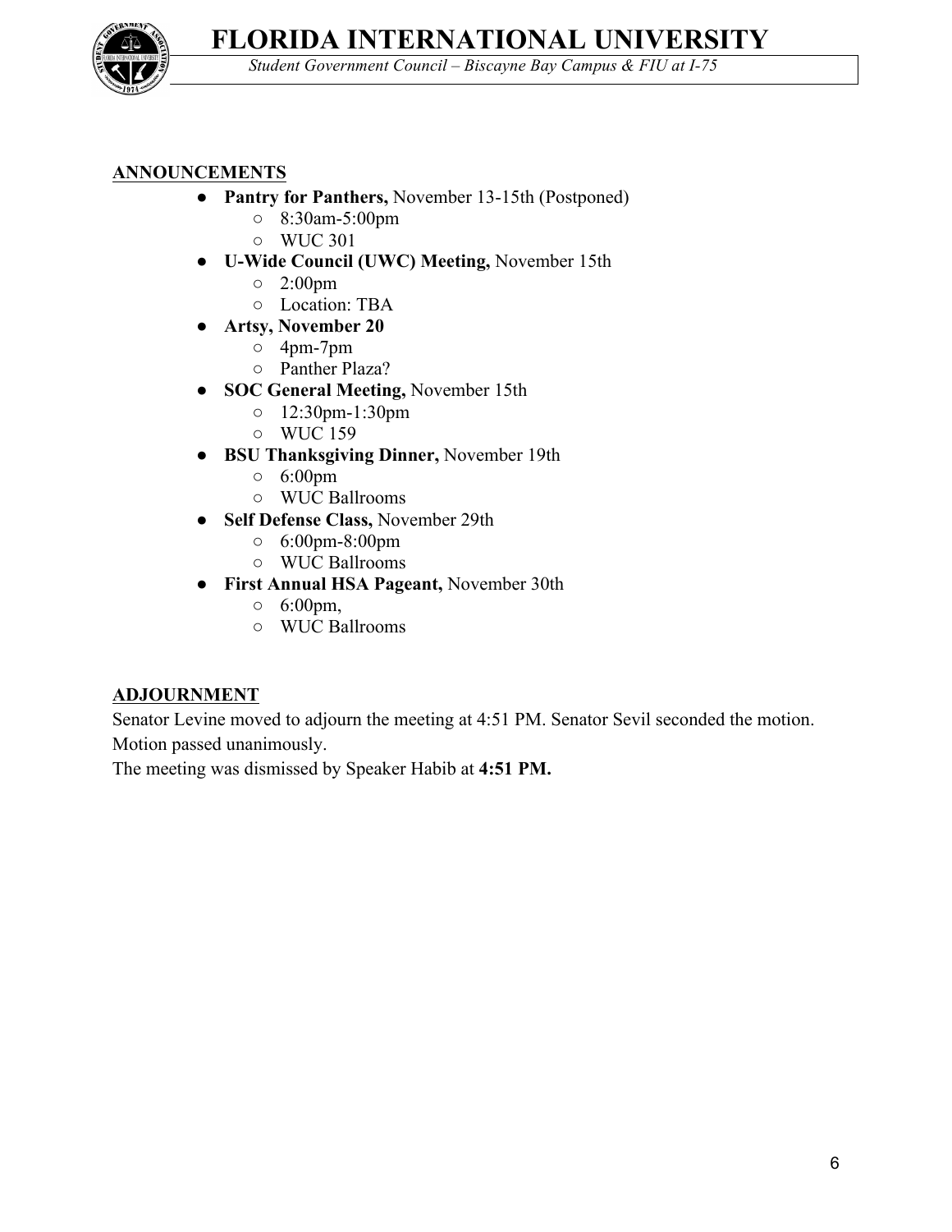## ANNOUNCEMENTS

- **Pantry for Panthers,** November 13-15th (Postponed)
  - 8:30am-5:00pm
  - WUC 301
- **U-Wide Council (UWC) Meeting,** November 15th
  - 2:00pm
  - Location: TBA
- **Artsy, November 20**
  - 4pm-7pm
  - Panther Plaza?
- **SOC General Meeting,** November 15th
  - 12:30pm-1:30pm
  - WUC 159
- **BSU Thanksgiving Dinner,** November 19th
  - 6:00pm
  - WUC Ballrooms
- **Self Defense Class,** November 29th
  - 6:00pm-8:00pm
  - WUC Ballrooms
- **First Annual HSA Pageant,** November 30th
  - 6:00pm,
  - WUC Ballrooms

## ADJOURNMENT

Senator Levine moved to adjourn the meeting at 4:51 PM. Senator Sevil seconded the motion. Motion passed unanimously.

The meeting was dismissed by Speaker Habib at **4:51 PM.**